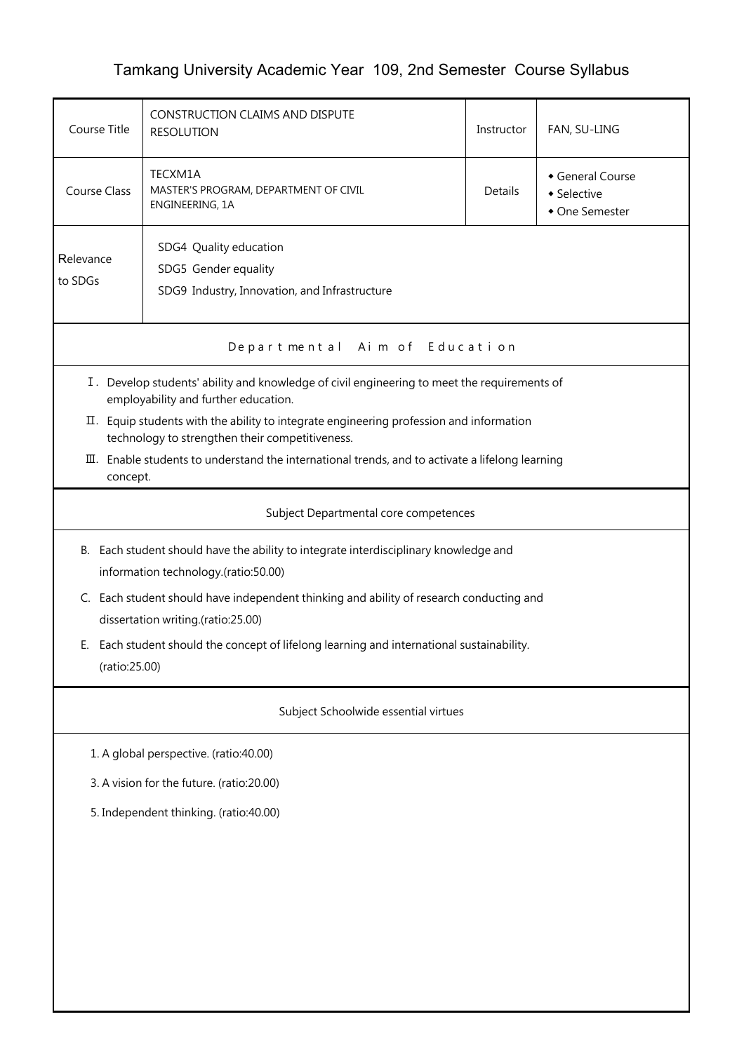# Tamkang University Academic Year 109, 2nd Semester Course Syllabus

| Course Title | CONSTRUCTION CLAIMS AND DISPUTE RESOLUTION | Instructor | FAN, SU-LING |
|---|---|---|---|
| Course Class | TECXM1A<br>MASTER'S PROGRAM, DEPARTMENT OF CIVIL ENGINEERING, 1A | Details | ◆ General Course<br>◆ Selective<br>◆ One Semester |
| Relevance to SDGs | SDG4 Quality education<br>SDG5 Gender equality<br>SDG9 Industry, Innovation, and Infrastructure | | |

## Departmental Aim of Education

Ⅰ. Develop students' ability and knowledge of civil engineering to meet the requirements of employability and further education.

Ⅱ. Equip students with the ability to integrate engineering profession and information technology to strengthen their competitiveness.

Ⅲ. Enable students to understand the international trends, and to activate a lifelong learning concept.

## Subject Departmental core competences

B. Each student should have the ability to integrate interdisciplinary knowledge and information technology.(ratio:50.00)

C. Each student should have independent thinking and ability of research conducting and dissertation writing.(ratio:25.00)

E. Each student should the concept of lifelong learning and international sustainability. (ratio:25.00)

## Subject Schoolwide essential virtues

1. A global perspective. (ratio:40.00)
3. A vision for the future. (ratio:20.00)
5. Independent thinking. (ratio:40.00)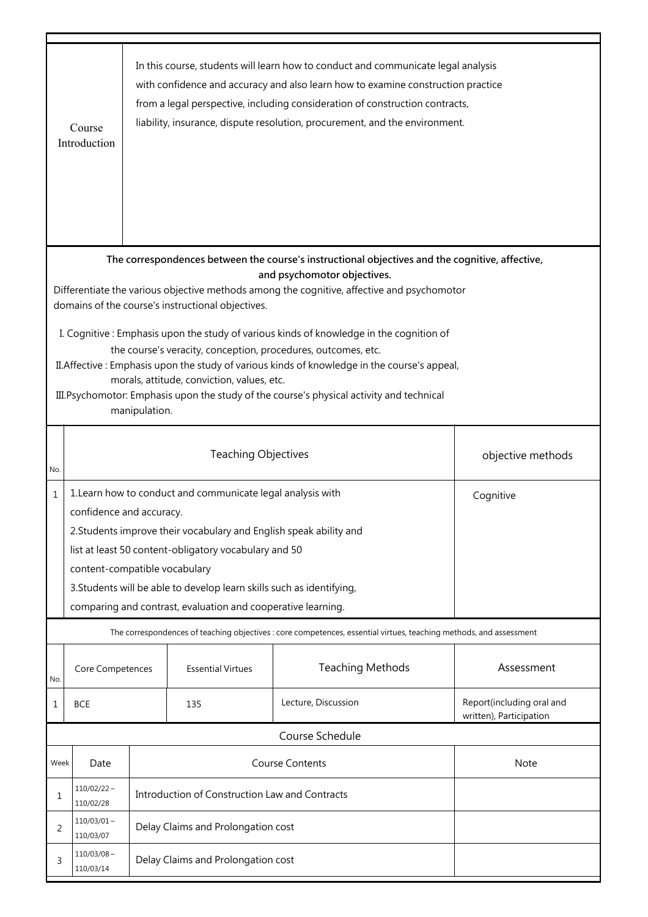| Course Introduction | In this course, students will learn how to conduct and communicate legal analysis with confidence and accuracy and also learn how to examine construction practice from a legal perspective, including consideration of construction contracts, liability, insurance, dispute resolution, procurement, and the environment. |
|---|---|

**The correspondences between the course's instructional objectives and the cognitive, affective, and psychomotor objectives.**

Differentiate the various objective methods among the cognitive, affective and psychomotor domains of the course's instructional objectives.

I. Cognitive : Emphasis upon the study of various kinds of knowledge in the cognition of the course's veracity, conception, procedures, outcomes, etc.

II.Affective : Emphasis upon the study of various kinds of knowledge in the course's appeal, morals, attitude, conviction, values, etc.

III.Psychomotor: Emphasis upon the study of the course's physical activity and technical manipulation.

| No. | Teaching Objectives | objective methods |
|---|---|---|
| 1 | 1.Learn how to conduct and communicate legal analysis with confidence and accuracy.<br>2.Students improve their vocabulary and English speak ability and list at least 50 content-obligatory vocabulary and 50 content-compatible vocabulary<br>3.Students will be able to develop learn skills such as identifying, comparing and contrast, evaluation and cooperative learning. | Cognitive |

The correspondences of teaching objectives : core competences, essential virtues, teaching methods, and assessment

| No. | Core Competences | Essential Virtues | Teaching Methods | Assessment |
|---|---|---|---|---|
| 1 | BCE | 135 | Lecture, Discussion | Report(including oral and written), Participation |

Course Schedule

| Week | Date | Course Contents | Note |
|---|---|---|---|
| 1 | 110/02/22～110/02/28 | Introduction of Construction Law and Contracts | |
| 2 | 110/03/01～110/03/07 | Delay Claims and Prolongation cost | |
| 3 | 110/03/08～110/03/14 | Delay Claims and Prolongation cost | |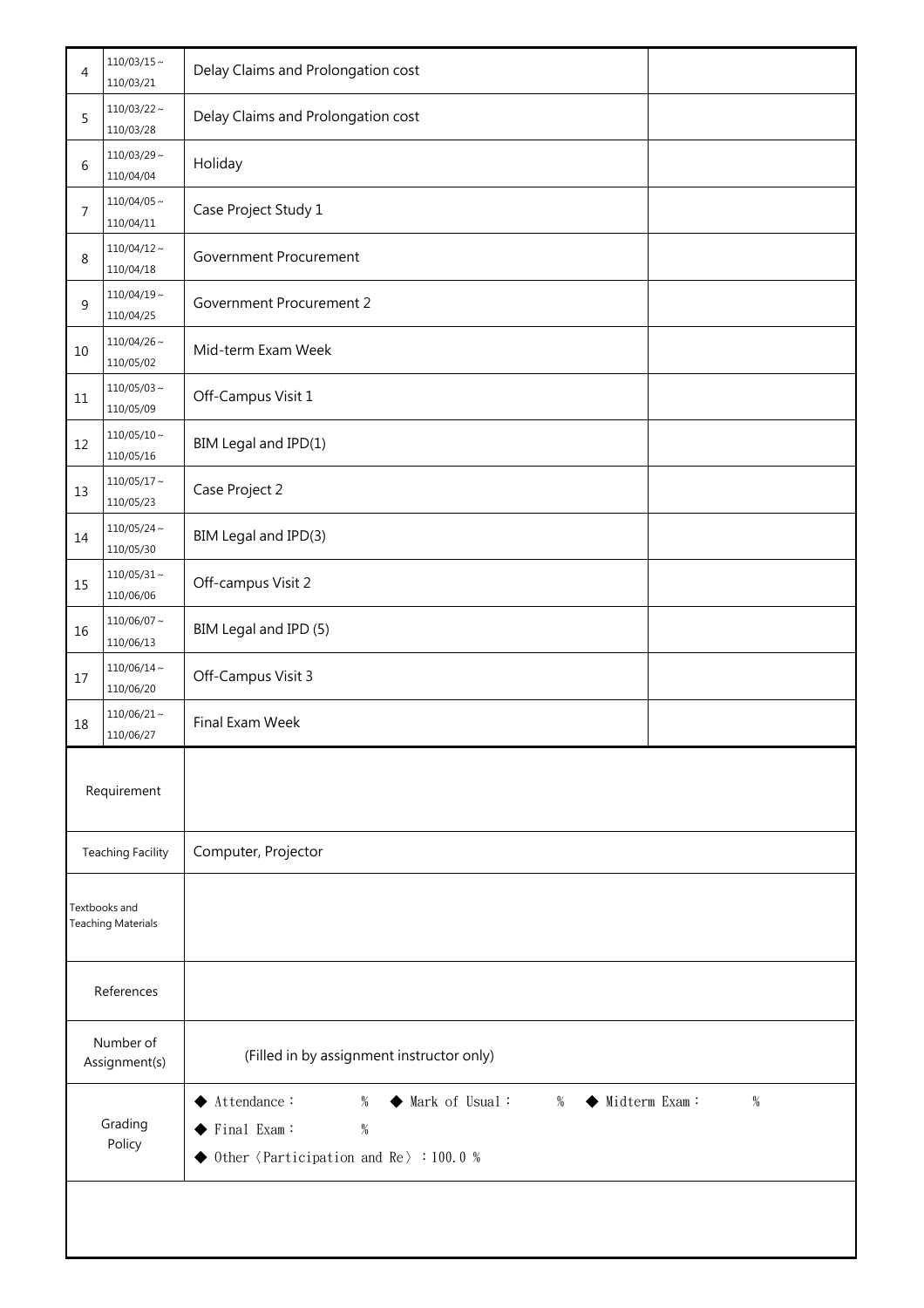| 4 | 110/03/15～110/03/21 | Delay Claims and Prolongation cost | |
|---|---|---|---|
| 5 | 110/03/22～110/03/28 | Delay Claims and Prolongation cost | |
| 6 | 110/03/29～110/04/04 | Holiday | |
| 7 | 110/04/05～110/04/11 | Case Project Study 1 | |
| 8 | 110/04/12～110/04/18 | Government Procurement | |
| 9 | 110/04/19～110/04/25 | Government Procurement 2 | |
| 10 | 110/04/26～110/05/02 | Mid-term Exam Week | |
| 11 | 110/05/03～110/05/09 | Off-Campus Visit 1 | |
| 12 | 110/05/10～110/05/16 | BIM Legal and IPD(1) | |
| 13 | 110/05/17～110/05/23 | Case Project 2 | |
| 14 | 110/05/24～110/05/30 | BIM Legal and IPD(3) | |
| 15 | 110/05/31～110/06/06 | Off-campus Visit 2 | |
| 16 | 110/06/07～110/06/13 | BIM Legal and IPD (5) | |
| 17 | 110/06/14～110/06/20 | Off-Campus Visit 3 | |
| 18 | 110/06/21～110/06/27 | Final Exam Week | |

| | |
|---|---|
| Requirement | |
| Teaching Facility | Computer, Projector |
| Textbooks and Teaching Materials | |
| References | |
| Number of Assignment(s) | (Filled in by assignment instructor only) |
| Grading Policy | ◆ Attendance： % ◆ Mark of Usual： % ◆ Midterm Exam： %<br>◆ Final Exam： %<br>◆ Other〈Participation and Re〉：100.0 % |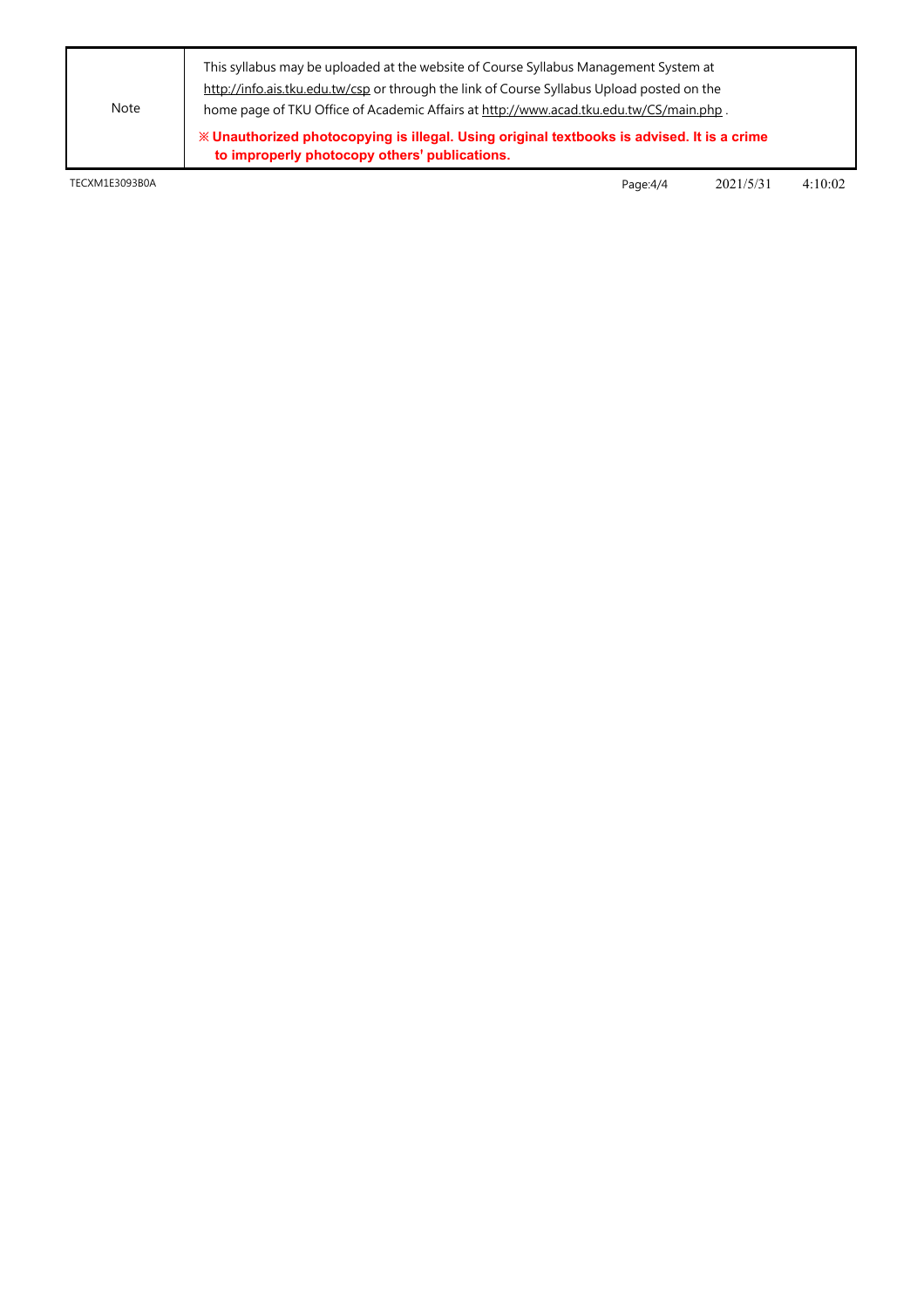| | |
|---|---|
| Note | This syllabus may be uploaded at the website of Course Syllabus Management System at http://info.ais.tku.edu.tw/csp or through the link of Course Syllabus Upload posted on the home page of TKU Office of Academic Affairs at http://www.acad.tku.edu.tw/CS/main.php .<br>**※ Unauthorized photocopying is illegal. Using original textbooks is advised. It is a crime to improperly photocopy others' publications.** |

TECXM1E3093B0A 2021/5/31 4:10:02